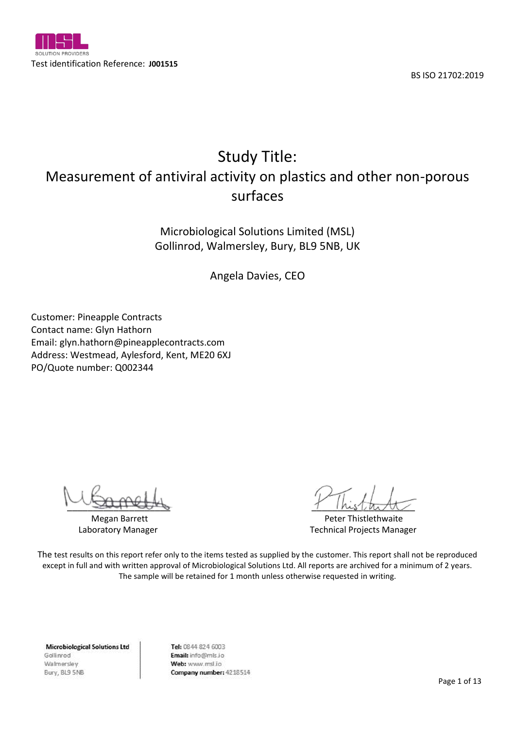Test identification Reference: **J001515**

BS ISO 21702:2019

# Study Title:
# Measurement of antiviral activity on plastics and other non-porous surfaces

Microbiological Solutions Limited (MSL)
Gollinrod, Walmersley, Bury, BL9 5NB, UK

Angela Davies, CEO

Customer: Pineapple Contracts
Contact name: Glyn Hathorn
Email: glyn.hathorn@pineapplecontracts.com
Address: Westmead, Aylesford, Kent, ME20 6XJ
PO/Quote number: Q002344

Megan Barrett
Laboratory Manager

Peter Thistlethwaite
Technical Projects Manager

The test results on this report refer only to the items tested as supplied by the customer. This report shall not be reproduced except in full and with written approval of Microbiological Solutions Ltd. All reports are archived for a minimum of 2 years. The sample will be retained for 1 month unless otherwise requested in writing.

**Microbiological Solutions Ltd**
Gollinrod
Walmersley
Bury, BL9 5NB

**Tel:** 0844 824 6003
**Email:** info@mls.io
**Web:** www.msl.io
**Company number:** 4218514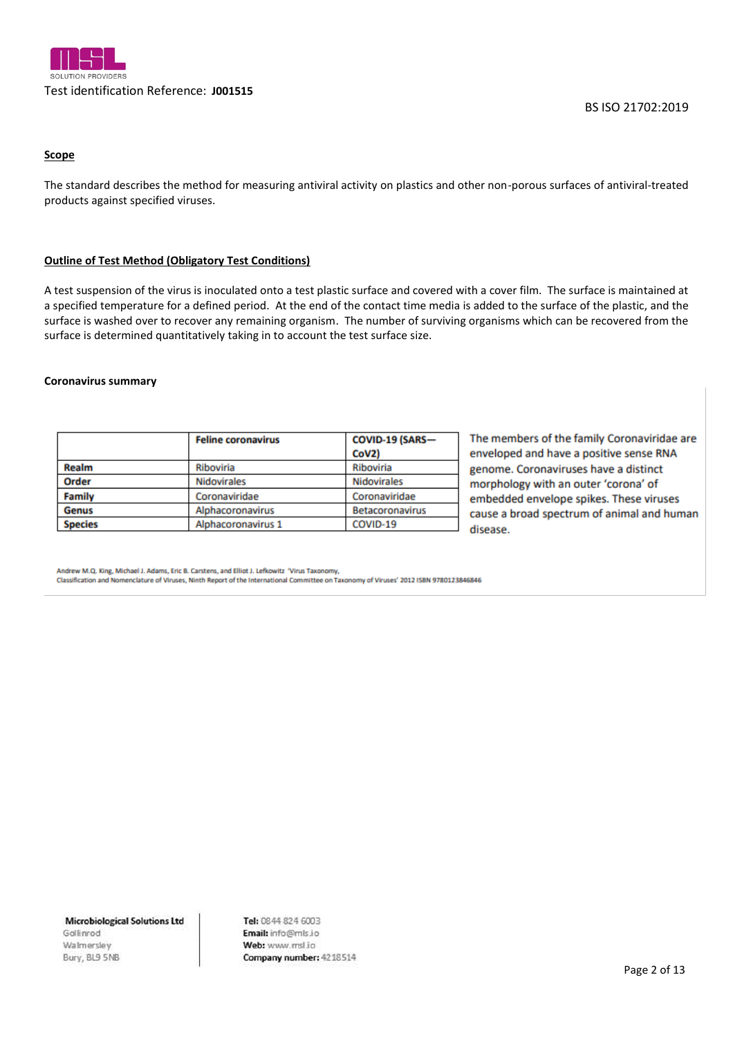Test identification Reference: **J001515**

BS ISO 21702:2019

## Scope

The standard describes the method for measuring antiviral activity on plastics and other non-porous surfaces of antiviral-treated products against specified viruses.

## Outline of Test Method (Obligatory Test Conditions)

A test suspension of the virus is inoculated onto a test plastic surface and covered with a cover film. The surface is maintained at a specified temperature for a defined period. At the end of the contact time media is added to the surface of the plastic, and the surface is washed over to recover any remaining organism. The number of surviving organisms which can be recovered from the surface is determined quantitatively taking in to account the test surface size.

### Coronavirus summary

| | **Feline coronavirus** | **COVID-19 (SARS—CoV2)** |
|---|---|---|
| **Realm** | Riboviria | Riboviria |
| **Order** | Nidovirales | Nidovirales |
| **Family** | Coronaviridae | Coronaviridae |
| **Genus** | Alphacoronavirus | Betacoronavirus |
| **Species** | Alphacoronavirus 1 | COVID-19 |

The members of the family Coronaviridae are enveloped and have a positive sense RNA genome. Coronaviruses have a distinct morphology with an outer 'corona' of embedded envelope spikes. These viruses cause a broad spectrum of animal and human disease.

Andrew M.Q. King, Michael J. Adams, Eric B. Carstens, and Elliot J. Lefkowitz 'Virus Taxonomy, Classification and Nomenclature of Viruses, Ninth Report of the International Committee on Taxonomy of Viruses' 2012 ISBN 9780123846846

**Microbiological Solutions Ltd**
Gollinrod
Walmersley
Bury, BL9 5NB

**Tel:** 0844 824 6003
**Email:** info@mls.io
**Web:** www.msl.io
**Company number:** 4218514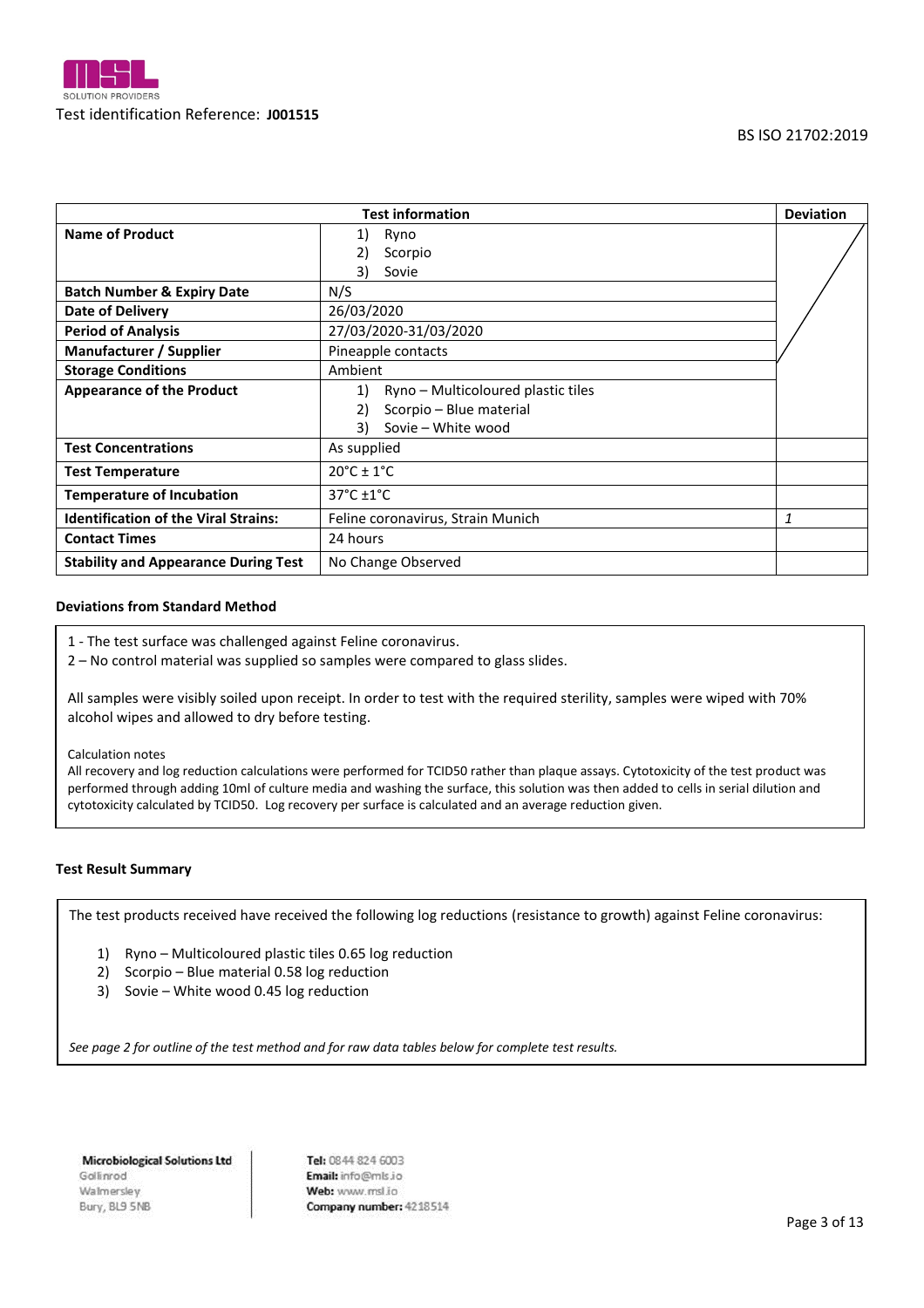Test identification Reference: **J001515**

BS ISO 21702:2019

| Test information | | Deviation |
|---|---|---|
| **Name of Product** | 1) Ryno<br>2) Scorpio<br>3) Sovie | |
| **Batch Number & Expiry Date** | N/S | |
| **Date of Delivery** | 26/03/2020 | |
| **Period of Analysis** | 27/03/2020-31/03/2020 | |
| **Manufacturer / Supplier** | Pineapple contacts | |
| **Storage Conditions** | Ambient | |
| **Appearance of the Product** | 1) Ryno – Multicoloured plastic tiles<br>2) Scorpio – Blue material<br>3) Sovie – White wood | |
| **Test Concentrations** | As supplied | |
| **Test Temperature** | 20°C ± 1°C | |
| **Temperature of Incubation** | 37°C ±1°C | |
| **Identification of the Viral Strains:** | Feline coronavirus, Strain Munich | *1* |
| **Contact Times** | 24 hours | |
| **Stability and Appearance During Test** | No Change Observed | |

**Deviations from Standard Method**

1 - The test surface was challenged against Feline coronavirus.
2 – No control material was supplied so samples were compared to glass slides.

All samples were visibly soiled upon receipt. In order to test with the required sterility, samples were wiped with 70% alcohol wipes and allowed to dry before testing.

Calculation notes
All recovery and log reduction calculations were performed for TCID50 rather than plaque assays. Cytotoxicity of the test product was performed through adding 10ml of culture media and washing the surface, this solution was then added to cells in serial dilution and cytotoxicity calculated by TCID50. Log recovery per surface is calculated and an average reduction given.

**Test Result Summary**

The test products received have received the following log reductions (resistance to growth) against Feline coronavirus:

1) Ryno – Multicoloured plastic tiles 0.65 log reduction
2) Scorpio – Blue material 0.58 log reduction
3) Sovie – White wood 0.45 log reduction

*See page 2 for outline of the test method and for raw data tables below for complete test results.*

**Microbiological Solutions Ltd**
Gollinrod
Walmersley
Bury, BL9 5NB

**Tel:** 0844 824 6003
**Email:** info@mls.io
**Web:** www.msl.io
**Company number:** 4218514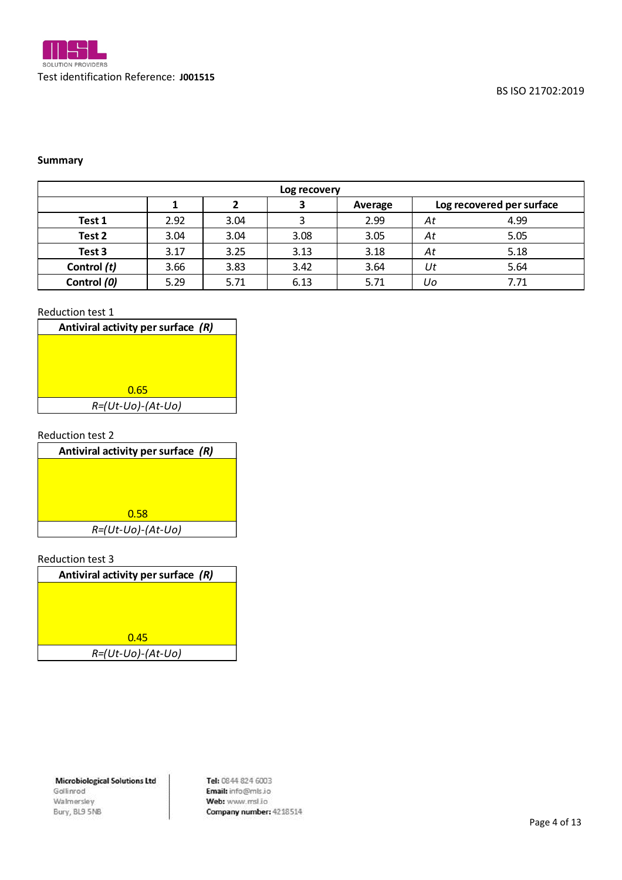Test identification Reference: **J001515**

BS ISO 21702:2019

**Summary**

| Log recovery | | | | | | |
|---|---|---|---|---|---|---|
| | **1** | **2** | **3** | **Average** | **Log recovered per surface** | |
| **Test 1** | 2.92 | 3.04 | 3 | 2.99 | *At* | 4.99 |
| **Test 2** | 3.04 | 3.04 | 3.08 | 3.05 | *At* | 5.05 |
| **Test 3** | 3.17 | 3.25 | 3.13 | 3.18 | *At* | 5.18 |
| **Control *(t)*** | 3.66 | 3.83 | 3.42 | 3.64 | *Ut* | 5.64 |
| **Control *(0)*** | 5.29 | 5.71 | 6.13 | 5.71 | *Uo* | 7.71 |

Reduction test 1

| **Antiviral activity per surface *(R)*** |
|---|
| 0.65 |
| *R=(Ut-Uo)-(At-Uo)* |

Reduction test 2

| **Antiviral activity per surface *(R)*** |
|---|
| 0.58 |
| *R=(Ut-Uo)-(At-Uo)* |

Reduction test 3

| **Antiviral activity per surface *(R)*** |
|---|
| 0.45 |
| *R=(Ut-Uo)-(At-Uo)* |

**Microbiological Solutions Ltd**
Gollinrod
Walmersley
Bury, BL9 5NB

**Tel:** 0844 824 6003
**Email:** info@mls.io
**Web:** www.msl.io
**Company number:** 4218514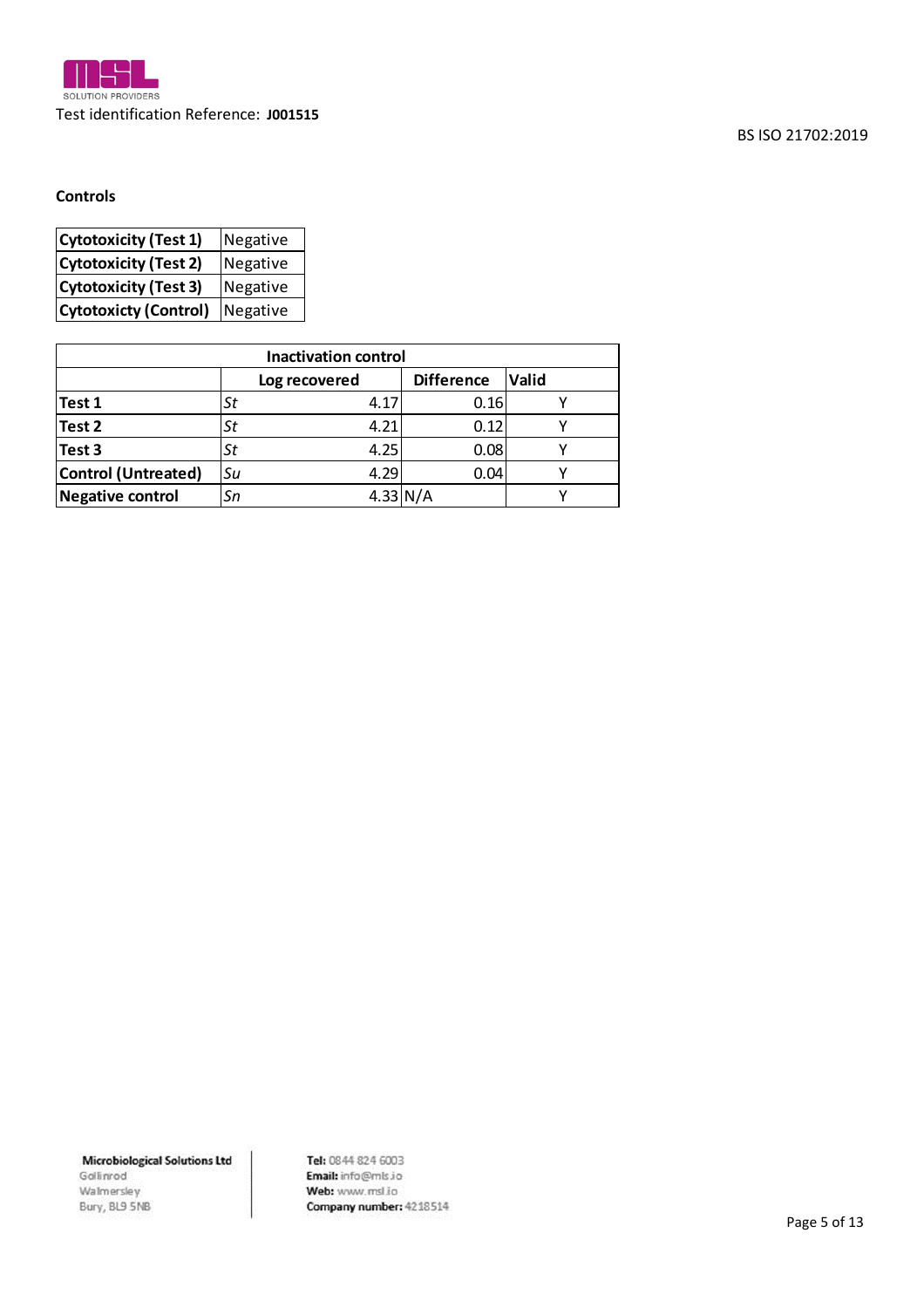Test identification Reference: **J001515**

BS ISO 21702:2019

**Controls**

| | |
|---|---|
| **Cytotoxicity (Test 1)** | Negative |
| **Cytotoxicity (Test 2)** | Negative |
| **Cytotoxicity (Test 3)** | Negative |
| **Cytotoxicty (Control)** | Negative |

| **Inactivation control** | | | | |
|---|---|---|---|---|
| | **Log recovered** | | **Difference** | **Valid** |
| **Test 1** | *St* | 4.17 | 0.16 | Y |
| **Test 2** | *St* | 4.21 | 0.12 | Y |
| **Test 3** | *St* | 4.25 | 0.08 | Y |
| **Control (Untreated)** | *Su* | 4.29 | 0.04 | Y |
| **Negative control** | *Sn* | 4.33 | N/A | Y |

**Microbiological Solutions Ltd**
Gollinrod
Walmersley
Bury, BL9 5NB

**Tel:** 0844 824 6003
**Email:** info@mls.io
**Web:** www.msl.io
**Company number:** 4218514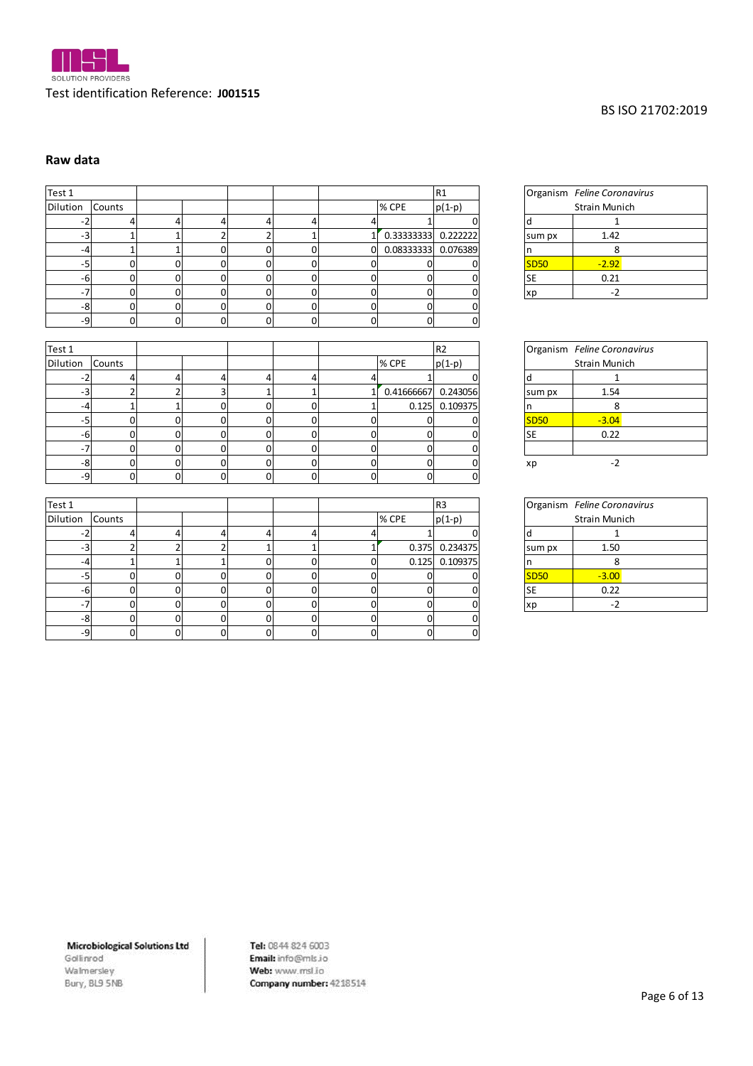Test identification Reference: **J001515**

BS ISO 21702:2019

## Raw data

| Test 1 | | | | | | | | R1 |
|---|---|---|---|---|---|---|---|---|
| Dilution | Counts | | | | | | % CPE | p(1-p) |
| -2 | 4 | 4 | 4 | 4 | 4 | 4 | 1 | 0 |
| -3 | 1 | 1 | 2 | 2 | 1 | 1 | 0.33333333 | 0.222222 |
| -4 | 1 | 1 | 0 | 0 | 0 | 0 | 0.08333333 | 0.076389 |
| -5 | 0 | 0 | 0 | 0 | 0 | 0 | 0 | 0 |
| -6 | 0 | 0 | 0 | 0 | 0 | 0 | 0 | 0 |
| -7 | 0 | 0 | 0 | 0 | 0 | 0 | 0 | 0 |
| -8 | 0 | 0 | 0 | 0 | 0 | 0 | 0 | 0 |
| -9 | 0 | 0 | 0 | 0 | 0 | 0 | 0 | 0 |

| Organism | *Feline Coronavirus* Strain Munich |
|---|---|
| d | 1 |
| sum px | 1.42 |
| n | 8 |
| SD50 | -2.92 |
| SE | 0.21 |
| xp | -2 |

| Test 1 | | | | | | | | R2 |
|---|---|---|---|---|---|---|---|---|
| Dilution | Counts | | | | | | % CPE | p(1-p) |
| -2 | 4 | 4 | 4 | 4 | 4 | 4 | 1 | 0 |
| -3 | 2 | 2 | 3 | 1 | 1 | 1 | 0.41666667 | 0.243056 |
| -4 | 1 | 1 | 0 | 0 | 0 | 1 | 0.125 | 0.109375 |
| -5 | 0 | 0 | 0 | 0 | 0 | 0 | 0 | 0 |
| -6 | 0 | 0 | 0 | 0 | 0 | 0 | 0 | 0 |
| -7 | 0 | 0 | 0 | 0 | 0 | 0 | 0 | 0 |
| -8 | 0 | 0 | 0 | 0 | 0 | 0 | 0 | 0 |
| -9 | 0 | 0 | 0 | 0 | 0 | 0 | 0 | 0 |

| Organism | *Feline Coronavirus* Strain Munich |
|---|---|
| d | 1 |
| sum px | 1.54 |
| n | 8 |
| SD50 | -3.04 |
| SE | 0.22 |
| | |
| xp | -2 |

| Test 1 | | | | | | | | R3 |
|---|---|---|---|---|---|---|---|---|
| Dilution | Counts | | | | | | % CPE | p(1-p) |
| -2 | 4 | 4 | 4 | 4 | 4 | 4 | 1 | 0 |
| -3 | 2 | 2 | 2 | 1 | 1 | 1 | 0.375 | 0.234375 |
| -4 | 1 | 1 | 1 | 0 | 0 | 0 | 0.125 | 0.109375 |
| -5 | 0 | 0 | 0 | 0 | 0 | 0 | 0 | 0 |
| -6 | 0 | 0 | 0 | 0 | 0 | 0 | 0 | 0 |
| -7 | 0 | 0 | 0 | 0 | 0 | 0 | 0 | 0 |
| -8 | 0 | 0 | 0 | 0 | 0 | 0 | 0 | 0 |
| -9 | 0 | 0 | 0 | 0 | 0 | 0 | 0 | 0 |

| Organism | *Feline Coronavirus* Strain Munich |
|---|---|
| d | 1 |
| sum px | 1.50 |
| n | 8 |
| SD50 | -3.00 |
| SE | 0.22 |
| xp | -2 |

**Microbiological Solutions Ltd**
Gollinrod
Walmersley
Bury, BL9 5NB

**Tel:** 0844 824 6003
**Email:** info@mls.io
**Web:** www.msl.io
**Company number:** 4218514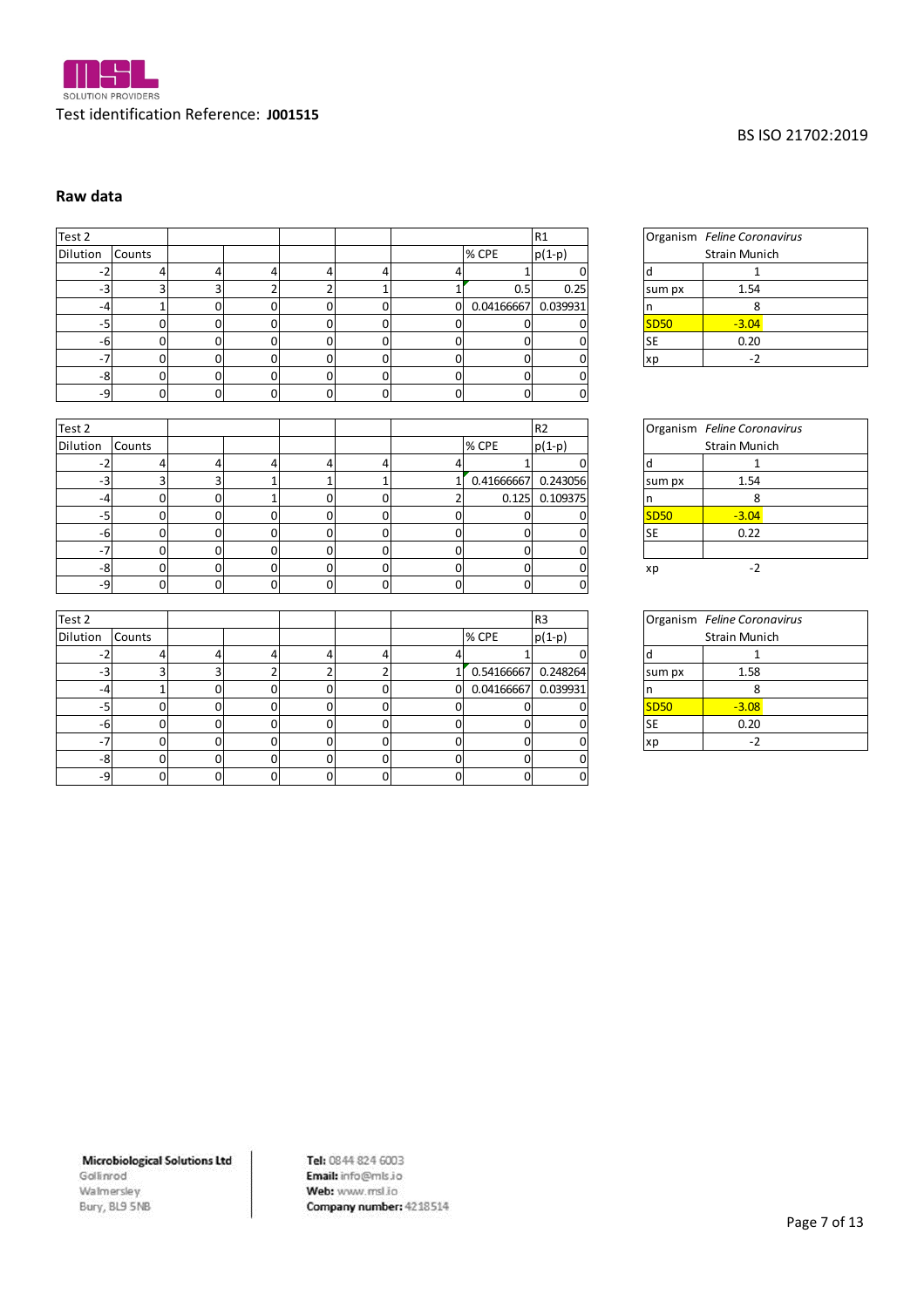Test identification Reference: **J001515**

BS ISO 21702:2019

## Raw data

| Test 2 | | | | | | | | R1 |
|---|---|---|---|---|---|---|---|---|
| Dilution | Counts | | | | | | % CPE | p(1-p) |
| -2 | 4 | 4 | 4 | 4 | 4 | 4 | 1 | 0 |
| -3 | 3 | 3 | 2 | 2 | 1 | 1 | 0.5 | 0.25 |
| -4 | 1 | 0 | 0 | 0 | 0 | 0 | 0.04166667 | 0.039931 |
| -5 | 0 | 0 | 0 | 0 | 0 | 0 | 0 | 0 |
| -6 | 0 | 0 | 0 | 0 | 0 | 0 | 0 | 0 |
| -7 | 0 | 0 | 0 | 0 | 0 | 0 | 0 | 0 |
| -8 | 0 | 0 | 0 | 0 | 0 | 0 | 0 | 0 |
| -9 | 0 | 0 | 0 | 0 | 0 | 0 | 0 | 0 |

| Organism | *Feline Coronavirus* Strain Munich |
|---|---|
| d | 1 |
| sum px | 1.54 |
| n | 8 |
| SD50 | -3.04 |
| SE | 0.20 |
| xp | -2 |

| Test 2 | | | | | | | | R2 |
|---|---|---|---|---|---|---|---|---|
| Dilution | Counts | | | | | | % CPE | p(1-p) |
| -2 | 4 | 4 | 4 | 4 | 4 | 4 | 1 | 0 |
| -3 | 3 | 3 | 1 | 1 | 1 | 1 | 0.41666667 | 0.243056 |
| -4 | 0 | 0 | 1 | 0 | 0 | 2 | 0.125 | 0.109375 |
| -5 | 0 | 0 | 0 | 0 | 0 | 0 | 0 | 0 |
| -6 | 0 | 0 | 0 | 0 | 0 | 0 | 0 | 0 |
| -7 | 0 | 0 | 0 | 0 | 0 | 0 | 0 | 0 |
| -8 | 0 | 0 | 0 | 0 | 0 | 0 | 0 | 0 |
| -9 | 0 | 0 | 0 | 0 | 0 | 0 | 0 | 0 |

| Organism | *Feline Coronavirus* Strain Munich |
|---|---|
| d | 1 |
| sum px | 1.54 |
| n | 8 |
| SD50 | -3.04 |
| SE | 0.22 |
| | |
| xp | -2 |

| Test 2 | | | | | | | | R3 |
|---|---|---|---|---|---|---|---|---|
| Dilution | Counts | | | | | | % CPE | p(1-p) |
| -2 | 4 | 4 | 4 | 4 | 4 | 4 | 1 | 0 |
| -3 | 3 | 3 | 2 | 2 | 2 | 1 | 0.54166667 | 0.248264 |
| -4 | 1 | 0 | 0 | 0 | 0 | 0 | 0.04166667 | 0.039931 |
| -5 | 0 | 0 | 0 | 0 | 0 | 0 | 0 | 0 |
| -6 | 0 | 0 | 0 | 0 | 0 | 0 | 0 | 0 |
| -7 | 0 | 0 | 0 | 0 | 0 | 0 | 0 | 0 |
| -8 | 0 | 0 | 0 | 0 | 0 | 0 | 0 | 0 |
| -9 | 0 | 0 | 0 | 0 | 0 | 0 | 0 | 0 |

| Organism | *Feline Coronavirus* Strain Munich |
|---|---|
| d | 1 |
| sum px | 1.58 |
| n | 8 |
| SD50 | -3.08 |
| SE | 0.20 |
| xp | -2 |

**Microbiological Solutions Ltd**
Gollinrod
Walmersley
Bury, BL9 5NB

**Tel:** 0844 824 6003
**Email:** info@mls.io
**Web:** www.msl.io
**Company number:** 4218514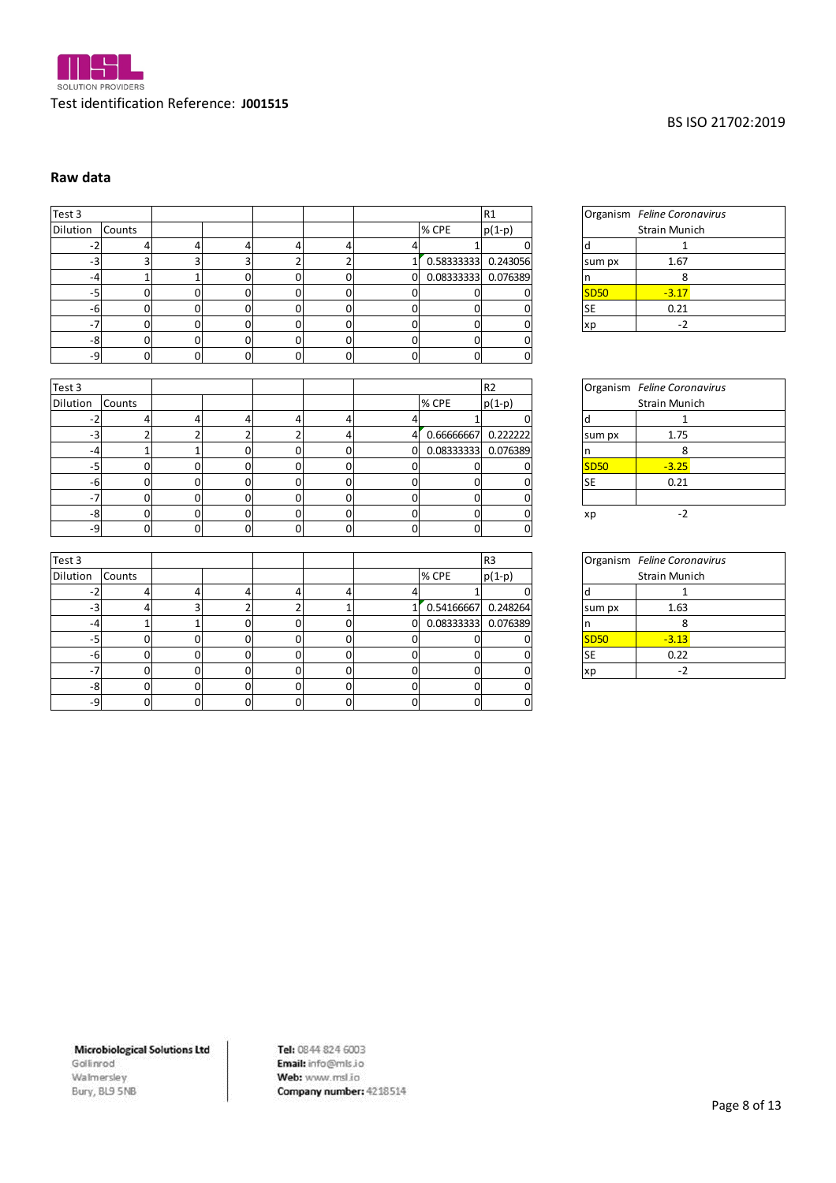Test identification Reference: **J001515**

BS ISO 21702:2019

## Raw data

| Test 3 | | | | | | | | R1 |
|---|---|---|---|---|---|---|---|---|
| Dilution | Counts | | | | | | % CPE | p(1-p) |
| -2 | 4 | 4 | 4 | 4 | 4 | 4 | 1 | 0 |
| -3 | 3 | 3 | 3 | 2 | 2 | 1 | 0.58333333 | 0.243056 |
| -4 | 1 | 1 | 0 | 0 | 0 | 0 | 0.08333333 | 0.076389 |
| -5 | 0 | 0 | 0 | 0 | 0 | 0 | 0 | 0 |
| -6 | 0 | 0 | 0 | 0 | 0 | 0 | 0 | 0 |
| -7 | 0 | 0 | 0 | 0 | 0 | 0 | 0 | 0 |
| -8 | 0 | 0 | 0 | 0 | 0 | 0 | 0 | 0 |
| -9 | 0 | 0 | 0 | 0 | 0 | 0 | 0 | 0 |

| Organism | *Feline Coronavirus* Strain Munich |
|---|---|
| d | 1 |
| sum px | 1.67 |
| n | 8 |
| SD50 | -3.17 |
| SE | 0.21 |
| xp | -2 |

| Test 3 | | | | | | | | R2 |
|---|---|---|---|---|---|---|---|---|
| Dilution | Counts | | | | | | % CPE | p(1-p) |
| -2 | 4 | 4 | 4 | 4 | 4 | 4 | 1 | 0 |
| -3 | 2 | 2 | 2 | 2 | 4 | 4 | 0.66666667 | 0.222222 |
| -4 | 1 | 1 | 0 | 0 | 0 | 0 | 0.08333333 | 0.076389 |
| -5 | 0 | 0 | 0 | 0 | 0 | 0 | 0 | 0 |
| -6 | 0 | 0 | 0 | 0 | 0 | 0 | 0 | 0 |
| -7 | 0 | 0 | 0 | 0 | 0 | 0 | 0 | 0 |
| -8 | 0 | 0 | 0 | 0 | 0 | 0 | 0 | 0 |
| -9 | 0 | 0 | 0 | 0 | 0 | 0 | 0 | 0 |

| Organism | *Feline Coronavirus* Strain Munich |
|---|---|
| d | 1 |
| sum px | 1.75 |
| n | 8 |
| SD50 | -3.25 |
| SE | 0.21 |
| | |
| xp | -2 |

| Test 3 | | | | | | | | R3 |
|---|---|---|---|---|---|---|---|---|
| Dilution | Counts | | | | | | % CPE | p(1-p) |
| -2 | 4 | 4 | 4 | 4 | 4 | 4 | 1 | 0 |
| -3 | 4 | 3 | 2 | 2 | 1 | 1 | 0.54166667 | 0.248264 |
| -4 | 1 | 1 | 0 | 0 | 0 | 0 | 0.08333333 | 0.076389 |
| -5 | 0 | 0 | 0 | 0 | 0 | 0 | 0 | 0 |
| -6 | 0 | 0 | 0 | 0 | 0 | 0 | 0 | 0 |
| -7 | 0 | 0 | 0 | 0 | 0 | 0 | 0 | 0 |
| -8 | 0 | 0 | 0 | 0 | 0 | 0 | 0 | 0 |
| -9 | 0 | 0 | 0 | 0 | 0 | 0 | 0 | 0 |

| Organism | *Feline Coronavirus* Strain Munich |
|---|---|
| d | 1 |
| sum px | 1.63 |
| n | 8 |
| SD50 | -3.13 |
| SE | 0.22 |
| xp | -2 |

**Microbiological Solutions Ltd**
Gollinrod
Walmersley
Bury, BL9 5NB

**Tel:** 0844 824 6003
**Email:** info@mls.io
**Web:** www.msl.io
**Company number:** 4218514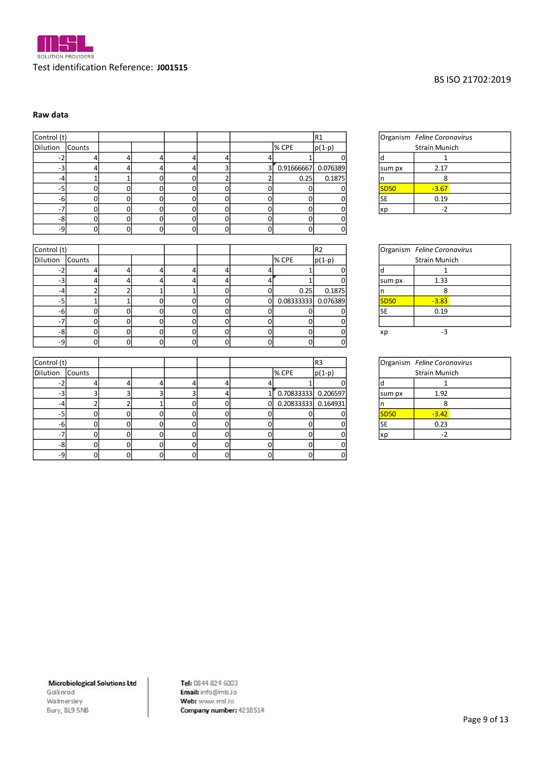Test identification Reference: **J001515**

BS ISO 21702:2019

**Raw data**

| Control (t) | | | | | | | | R1 |
|---|---|---|---|---|---|---|---|---|
| Dilution | Counts | | | | | | % CPE | p(1-p) |
| -2 | 4 | 4 | 4 | 4 | 4 | 4 | 1 | 0 |
| -3 | 4 | 4 | 4 | 4 | 3 | 3 | 0.91666667 | 0.076389 |
| -4 | 1 | 1 | 0 | 0 | 2 | 2 | 0.25 | 0.1875 |
| -5 | 0 | 0 | 0 | 0 | 0 | 0 | 0 | 0 |
| -6 | 0 | 0 | 0 | 0 | 0 | 0 | 0 | 0 |
| -7 | 0 | 0 | 0 | 0 | 0 | 0 | 0 | 0 |
| -8 | 0 | 0 | 0 | 0 | 0 | 0 | 0 | 0 |
| -9 | 0 | 0 | 0 | 0 | 0 | 0 | 0 | 0 |

| Organism | *Feline Coronavirus* Strain Munich |
|---|---|
| d | 1 |
| sum px | 2.17 |
| n | 8 |
| SD50 | -3.67 |
| SE | 0.19 |
| xp | -2 |

| Control (t) | | | | | | | | R2 |
|---|---|---|---|---|---|---|---|---|
| Dilution | Counts | | | | | | % CPE | p(1-p) |
| -2 | 4 | 4 | 4 | 4 | 4 | 4 | 1 | 0 |
| -3 | 4 | 4 | 4 | 4 | 4 | 4 | 1 | 0 |
| -4 | 2 | 2 | 1 | 1 | 0 | 0 | 0.25 | 0.1875 |
| -5 | 1 | 1 | 0 | 0 | 0 | 0 | 0.08333333 | 0.076389 |
| -6 | 0 | 0 | 0 | 0 | 0 | 0 | 0 | 0 |
| -7 | 0 | 0 | 0 | 0 | 0 | 0 | 0 | 0 |
| -8 | 0 | 0 | 0 | 0 | 0 | 0 | 0 | 0 |
| -9 | 0 | 0 | 0 | 0 | 0 | 0 | 0 | 0 |

| Organism | *Feline Coronavirus* Strain Munich |
|---|---|
| d | 1 |
| sum px | 1.33 |
| n | 8 |
| SD50 | -3.83 |
| SE | 0.19 |
| | |
| xp | -3 |

| Control (t) | | | | | | | | R3 |
|---|---|---|---|---|---|---|---|---|
| Dilution | Counts | | | | | | % CPE | p(1-p) |
| -2 | 4 | 4 | 4 | 4 | 4 | 4 | 1 | 0 |
| -3 | 3 | 3 | 3 | 3 | 4 | 1 | 0.70833333 | 0.206597 |
| -4 | 2 | 2 | 1 | 0 | 0 | 0 | 0.20833333 | 0.164931 |
| -5 | 0 | 0 | 0 | 0 | 0 | 0 | 0 | 0 |
| -6 | 0 | 0 | 0 | 0 | 0 | 0 | 0 | 0 |
| -7 | 0 | 0 | 0 | 0 | 0 | 0 | 0 | 0 |
| -8 | 0 | 0 | 0 | 0 | 0 | 0 | 0 | 0 |
| -9 | 0 | 0 | 0 | 0 | 0 | 0 | 0 | 0 |

| Organism | *Feline Coronavirus* Strain Munich |
|---|---|
| d | 1 |
| sum px | 1.92 |
| n | 8 |
| SD50 | -3.42 |
| SE | 0.23 |
| xp | -2 |

**Microbiological Solutions Ltd**
Gollinrod
Walmersley
Bury, BL9 5NB

**Tel:** 0844 824 6003
**Email:** info@mls.io
**Web:** www.msl.io
**Company number:** 4218514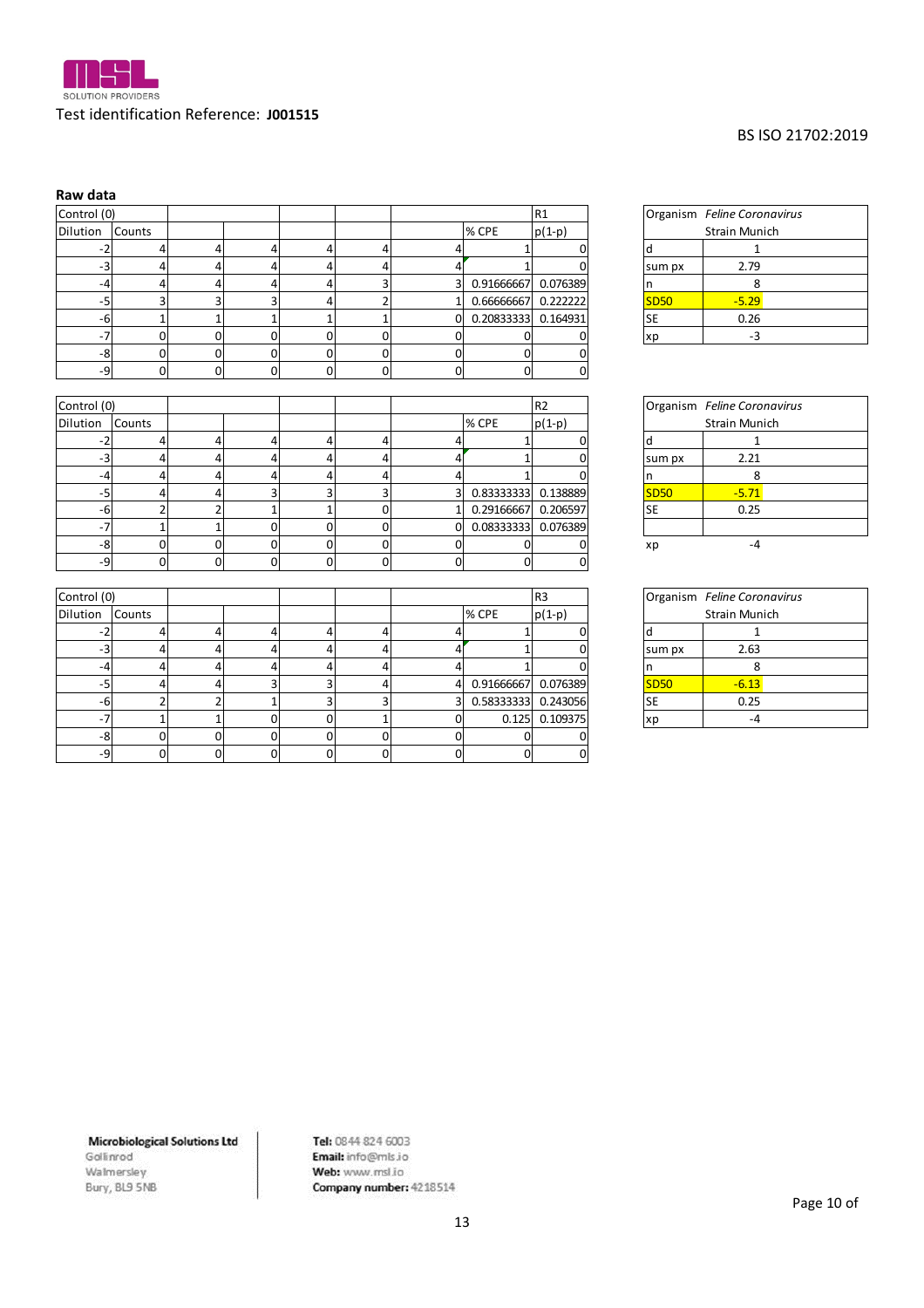Test identification Reference: **J001515**

BS ISO 21702:2019

**Raw data**

| Control (0) | | | | | | | | R1 |
|---|---|---|---|---|---|---|---|---|
| Dilution | Counts | | | | | | % CPE | p(1-p) |
| -2 | 4 | 4 | 4 | 4 | 4 | 4 | 1 | 0 |
| -3 | 4 | 4 | 4 | 4 | 4 | 4 | 1 | 0 |
| -4 | 4 | 4 | 4 | 4 | 3 | 3 | 0.91666667 | 0.076389 |
| -5 | 3 | 3 | 3 | 4 | 2 | 1 | 0.66666667 | 0.222222 |
| -6 | 1 | 1 | 1 | 1 | 1 | 0 | 0.20833333 | 0.164931 |
| -7 | 0 | 0 | 0 | 0 | 0 | 0 | 0 | 0 |
| -8 | 0 | 0 | 0 | 0 | 0 | 0 | 0 | 0 |
| -9 | 0 | 0 | 0 | 0 | 0 | 0 | 0 | 0 |

| Organism | *Feline Coronavirus* |
|---|---|
| | Strain Munich |
| d | 1 |
| sum px | 2.79 |
| n | 8 |
| SD50 | -5.29 |
| SE | 0.26 |
| xp | -3 |

| Control (0) | | | | | | | | R2 |
|---|---|---|---|---|---|---|---|---|
| Dilution | Counts | | | | | | % CPE | p(1-p) |
| -2 | 4 | 4 | 4 | 4 | 4 | 4 | 1 | 0 |
| -3 | 4 | 4 | 4 | 4 | 4 | 4 | 1 | 0 |
| -4 | 4 | 4 | 4 | 4 | 4 | 4 | 1 | 0 |
| -5 | 4 | 4 | 3 | 3 | 3 | 3 | 0.83333333 | 0.138889 |
| -6 | 2 | 2 | 1 | 1 | 0 | 1 | 0.29166667 | 0.206597 |
| -7 | 1 | 1 | 0 | 0 | 0 | 0 | 0.08333333 | 0.076389 |
| -8 | 0 | 0 | 0 | 0 | 0 | 0 | 0 | 0 |
| -9 | 0 | 0 | 0 | 0 | 0 | 0 | 0 | 0 |

| Organism | *Feline Coronavirus* |
|---|---|
| | Strain Munich |
| d | 1 |
| sum px | 2.21 |
| n | 8 |
| SD50 | -5.71 |
| SE | 0.25 |
| | |
| xp | -4 |

| Control (0) | | | | | | | | R3 |
|---|---|---|---|---|---|---|---|---|
| Dilution | Counts | | | | | | % CPE | p(1-p) |
| -2 | 4 | 4 | 4 | 4 | 4 | 4 | 1 | 0 |
| -3 | 4 | 4 | 4 | 4 | 4 | 4 | 1 | 0 |
| -4 | 4 | 4 | 4 | 4 | 4 | 4 | 1 | 0 |
| -5 | 4 | 4 | 3 | 3 | 4 | 4 | 0.91666667 | 0.076389 |
| -6 | 2 | 2 | 1 | 3 | 3 | 3 | 0.58333333 | 0.243056 |
| -7 | 1 | 1 | 0 | 0 | 1 | 0 | 0.125 | 0.109375 |
| -8 | 0 | 0 | 0 | 0 | 0 | 0 | 0 | 0 |
| -9 | 0 | 0 | 0 | 0 | 0 | 0 | 0 | 0 |

| Organism | *Feline Coronavirus* |
|---|---|
| | Strain Munich |
| d | 1 |
| sum px | 2.63 |
| n | 8 |
| SD50 | -6.13 |
| SE | 0.25 |
| xp | -4 |

**Microbiological Solutions Ltd**
Gollinrod
Walmersley
Bury, BL9 5NB

**Tel:** 0844 824 6003
**Email:** info@mls.io
**Web:** www.msl.io
**Company number:** 4218514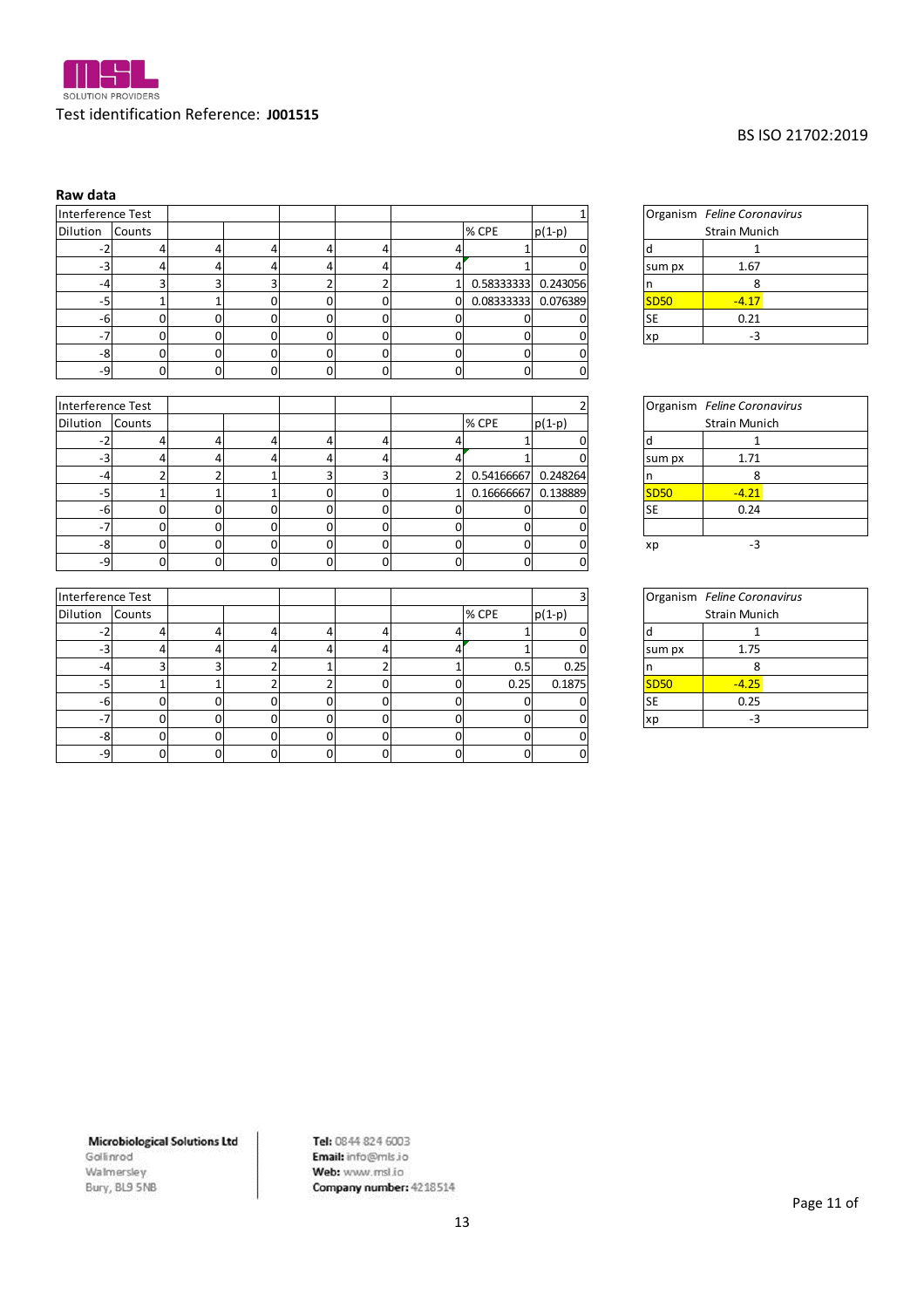Test identification Reference: **J001515**

BS ISO 21702:2019

**Raw data**

| Interference Test | | | | | | | | 1 |
|---|---|---|---|---|---|---|---|---|
| Dilution | Counts | | | | | | % CPE | p(1-p) |
| -2 | 4 | 4 | 4 | 4 | 4 | 4 | 1 | 0 |
| -3 | 4 | 4 | 4 | 4 | 4 | 4 | 1 | 0 |
| -4 | 3 | 3 | 3 | 2 | 2 | 1 | 0.58333333 | 0.243056 |
| -5 | 1 | 1 | 0 | 0 | 0 | 0 | 0.08333333 | 0.076389 |
| -6 | 0 | 0 | 0 | 0 | 0 | 0 | 0 | 0 |
| -7 | 0 | 0 | 0 | 0 | 0 | 0 | 0 | 0 |
| -8 | 0 | 0 | 0 | 0 | 0 | 0 | 0 | 0 |
| -9 | 0 | 0 | 0 | 0 | 0 | 0 | 0 | 0 |

| Organism | *Feline Coronavirus* Strain Munich |
|---|---|
| d | 1 |
| sum px | 1.67 |
| n | 8 |
| SD50 | -4.17 |
| SE | 0.21 |
| xp | -3 |

| Interference Test | | | | | | | | 2 |
|---|---|---|---|---|---|---|---|---|
| Dilution | Counts | | | | | | % CPE | p(1-p) |
| -2 | 4 | 4 | 4 | 4 | 4 | 4 | 1 | 0 |
| -3 | 4 | 4 | 4 | 4 | 4 | 4 | 1 | 0 |
| -4 | 2 | 2 | 1 | 3 | 3 | 2 | 0.54166667 | 0.248264 |
| -5 | 1 | 1 | 1 | 0 | 0 | 1 | 0.16666667 | 0.138889 |
| -6 | 0 | 0 | 0 | 0 | 0 | 0 | 0 | 0 |
| -7 | 0 | 0 | 0 | 0 | 0 | 0 | 0 | 0 |
| -8 | 0 | 0 | 0 | 0 | 0 | 0 | 0 | 0 |
| -9 | 0 | 0 | 0 | 0 | 0 | 0 | 0 | 0 |

| Organism | *Feline Coronavirus* Strain Munich |
|---|---|
| d | 1 |
| sum px | 1.71 |
| n | 8 |
| SD50 | -4.21 |
| SE | 0.24 |
| | |
| xp | -3 |

| Interference Test | | | | | | | | 3 |
|---|---|---|---|---|---|---|---|---|
| Dilution | Counts | | | | | | % CPE | p(1-p) |
| -2 | 4 | 4 | 4 | 4 | 4 | 4 | 1 | 0 |
| -3 | 4 | 4 | 4 | 4 | 4 | 4 | 1 | 0 |
| -4 | 3 | 3 | 2 | 1 | 2 | 1 | 0.5 | 0.25 |
| -5 | 1 | 1 | 2 | 2 | 0 | 0 | 0.25 | 0.1875 |
| -6 | 0 | 0 | 0 | 0 | 0 | 0 | 0 | 0 |
| -7 | 0 | 0 | 0 | 0 | 0 | 0 | 0 | 0 |
| -8 | 0 | 0 | 0 | 0 | 0 | 0 | 0 | 0 |
| -9 | 0 | 0 | 0 | 0 | 0 | 0 | 0 | 0 |

| Organism | *Feline Coronavirus* Strain Munich |
|---|---|
| d | 1 |
| sum px | 1.75 |
| n | 8 |
| SD50 | -4.25 |
| SE | 0.25 |
| xp | -3 |

**Microbiological Solutions Ltd**
Gollinrod
Walmersley
Bury, BL9 5NB

**Tel:** 0844 824 6003
**Email:** info@mls.io
**Web:** www.msl.io
**Company number:** 4218514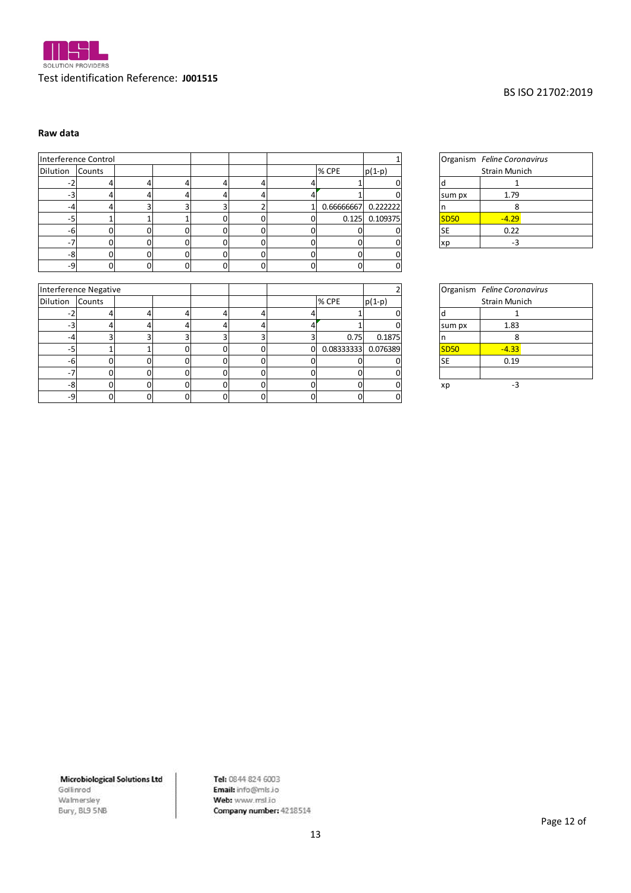Test identification Reference: **J001515**

BS ISO 21702:2019

**Raw data**

| Interference Control | | | | | | | | 1 |
|---|---|---|---|---|---|---|---|---|
| Dilution | Counts | | | | | | % CPE | p(1-p) |
| -2 | 4 | 4 | 4 | 4 | 4 | 4 | 1 | 0 |
| -3 | 4 | 4 | 4 | 4 | 4 | 4 | 1 | 0 |
| -4 | 4 | 3 | 3 | 3 | 2 | 1 | 0.66666667 | 0.222222 |
| -5 | 1 | 1 | 1 | 0 | 0 | 0 | 0.125 | 0.109375 |
| -6 | 0 | 0 | 0 | 0 | 0 | 0 | 0 | 0 |
| -7 | 0 | 0 | 0 | 0 | 0 | 0 | 0 | 0 |
| -8 | 0 | 0 | 0 | 0 | 0 | 0 | 0 | 0 |
| -9 | 0 | 0 | 0 | 0 | 0 | 0 | 0 | 0 |

| Organism | *Feline Coronavirus* Strain Munich |
|---|---|
| d | 1 |
| sum px | 1.79 |
| n | 8 |
| SD50 | -4.29 |
| SE | 0.22 |
| xp | -3 |

| Interference Negative | | | | | | | | 2 |
|---|---|---|---|---|---|---|---|---|
| Dilution | Counts | | | | | | % CPE | p(1-p) |
| -2 | 4 | 4 | 4 | 4 | 4 | 4 | 1 | 0 |
| -3 | 4 | 4 | 4 | 4 | 4 | 4 | 1 | 0 |
| -4 | 3 | 3 | 3 | 3 | 3 | 3 | 0.75 | 0.1875 |
| -5 | 1 | 1 | 0 | 0 | 0 | 0 | 0.08333333 | 0.076389 |
| -6 | 0 | 0 | 0 | 0 | 0 | 0 | 0 | 0 |
| -7 | 0 | 0 | 0 | 0 | 0 | 0 | 0 | 0 |
| -8 | 0 | 0 | 0 | 0 | 0 | 0 | 0 | 0 |
| -9 | 0 | 0 | 0 | 0 | 0 | 0 | 0 | 0 |

| Organism | *Feline Coronavirus* Strain Munich |
|---|---|
| d | 1 |
| sum px | 1.83 |
| n | 8 |
| SD50 | -4.33 |
| SE | 0.19 |
| | |
| xp | -3 |

Microbiological Solutions Ltd
Gollinrod
Walmersley
Bury, BL9 5NB

Tel: 0844 824 6003
Email: info@mls.io
Web: www.msl.io
Company number: 4218514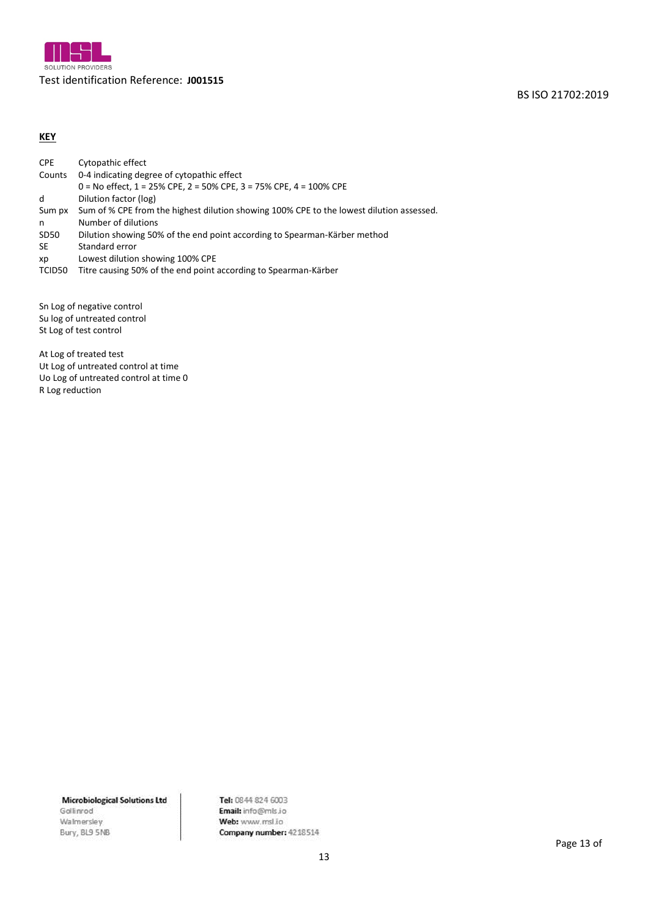## KEY

| | |
|---|---|
| CPE | Cytopathic effect |
| Counts | 0-4 indicating degree of cytopathic effect<br>0 = No effect, 1 = 25% CPE, 2 = 50% CPE, 3 = 75% CPE, 4 = 100% CPE |
| d | Dilution factor (log) |
| Sum px | Sum of % CPE from the highest dilution showing 100% CPE to the lowest dilution assessed. |
| n | Number of dilutions |
| SD50 | Dilution showing 50% of the end point according to Spearman-Kärber method |
| SE | Standard error |
| xp | Lowest dilution showing 100% CPE |
| TCID50 | Titre causing 50% of the end point according to Spearman-Kärber |

Sn Log of negative control
Su log of untreated control
St Log of test control

At Log of treated test
Ut Log of untreated control at time
Uo Log of untreated control at time 0
R Log reduction